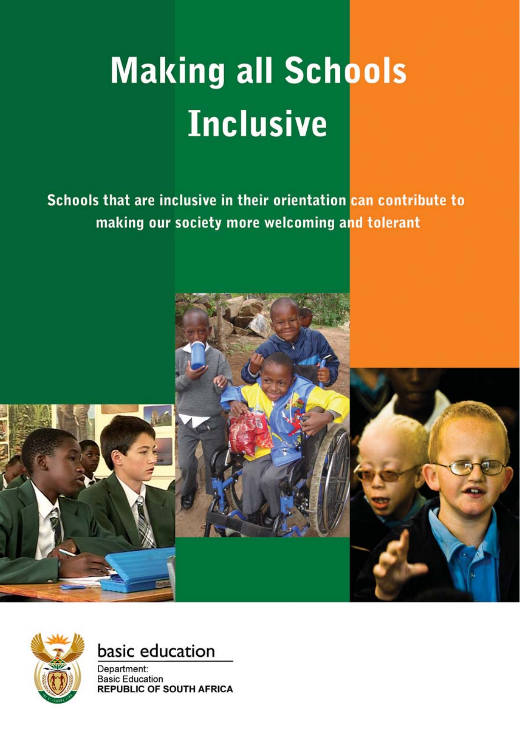# Making all Schools Inclusive

**Schools that are inclusive in their orientation can contribute to making our society more welcoming and tolerant**

basic education

Department:
Basic Education
**REPUBLIC OF SOUTH AFRICA**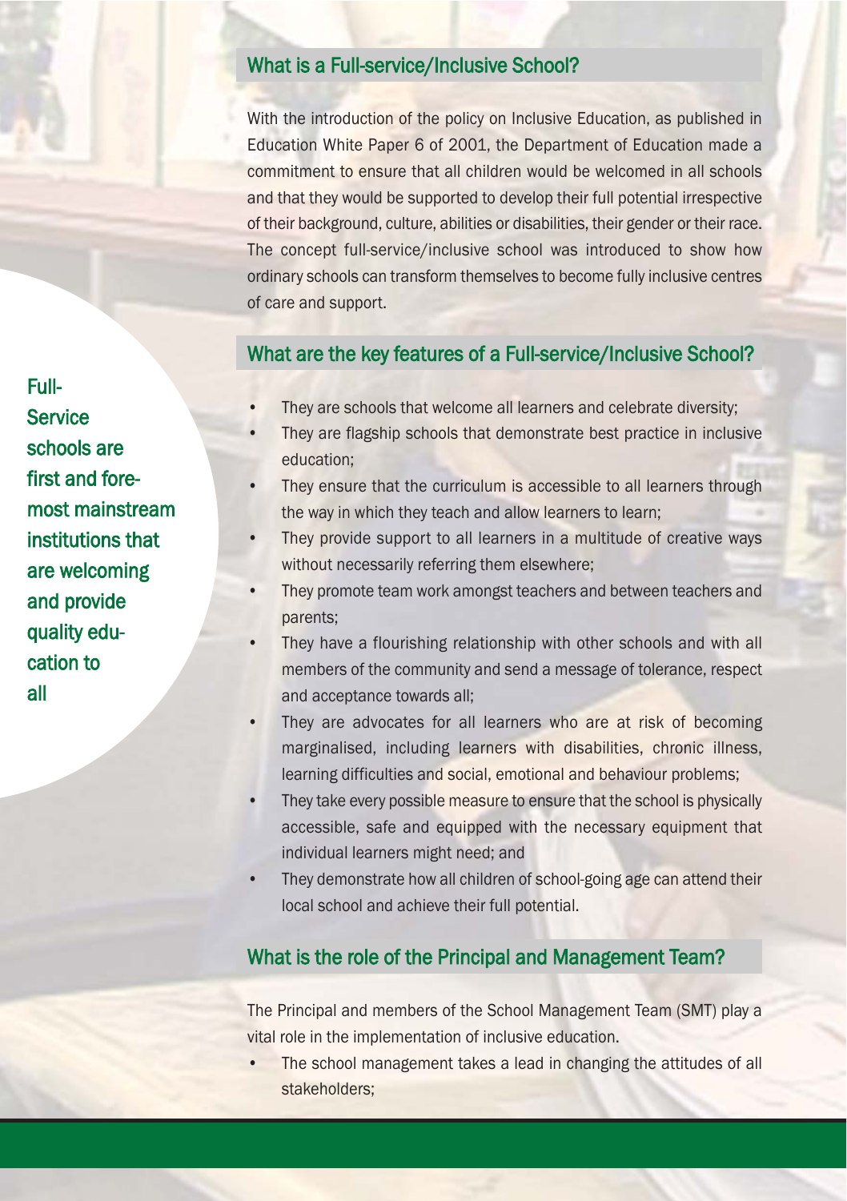## What is a Full-service/Inclusive School?

With the introduction of the policy on Inclusive Education, as published in Education White Paper 6 of 2001, the Department of Education made a commitment to ensure that all children would be welcomed in all schools and that they would be supported to develop their full potential irrespective of their background, culture, abilities or disabilities, their gender or their race. The concept full-service/inclusive school was introduced to show how ordinary schools can transform themselves to become fully inclusive centres of care and support.

## What are the key features of a Full-service/Inclusive School?

Full-Service schools are first and foremost mainstream institutions that are welcoming and provide quality education to all

- They are schools that welcome all learners and celebrate diversity;
- They are flagship schools that demonstrate best practice in inclusive education;
- They ensure that the curriculum is accessible to all learners through the way in which they teach and allow learners to learn;
- They provide support to all learners in a multitude of creative ways without necessarily referring them elsewhere;
- They promote team work amongst teachers and between teachers and parents;
- They have a flourishing relationship with other schools and with all members of the community and send a message of tolerance, respect and acceptance towards all;
- They are advocates for all learners who are at risk of becoming marginalised, including learners with disabilities, chronic illness, learning difficulties and social, emotional and behaviour problems;
- They take every possible measure to ensure that the school is physically accessible, safe and equipped with the necessary equipment that individual learners might need; and
- They demonstrate how all children of school-going age can attend their local school and achieve their full potential.

## What is the role of the Principal and Management Team?

The Principal and members of the School Management Team (SMT) play a vital role in the implementation of inclusive education.

- The school management takes a lead in changing the attitudes of all stakeholders;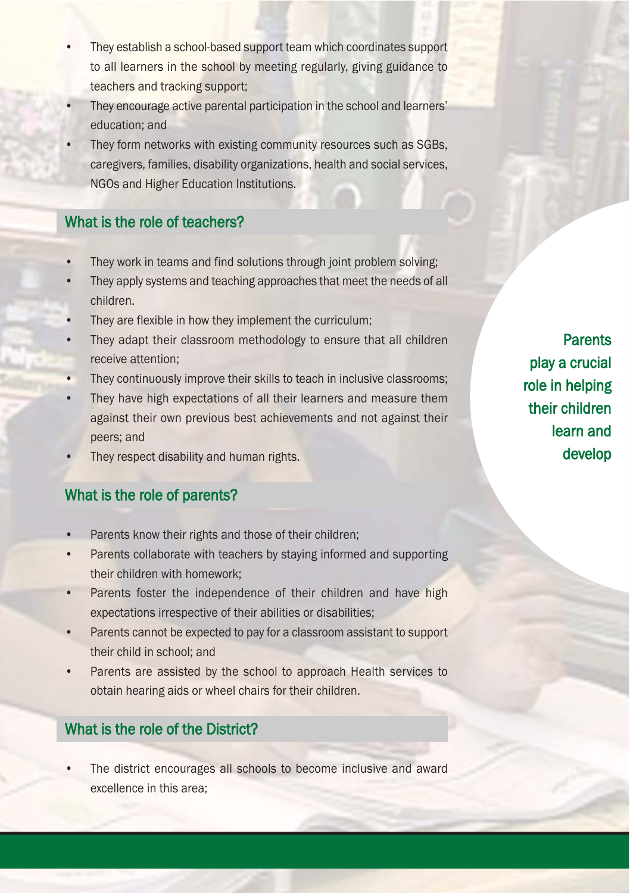- They establish a school-based support team which coordinates support to all learners in the school by meeting regularly, giving guidance to teachers and tracking support;
- They encourage active parental participation in the school and learners' education; and
- They form networks with existing community resources such as SGBs, caregivers, families, disability organizations, health and social services, NGOs and Higher Education Institutions.

## What is the role of teachers?

- They work in teams and find solutions through joint problem solving;
- They apply systems and teaching approaches that meet the needs of all children.
- They are flexible in how they implement the curriculum;
- They adapt their classroom methodology to ensure that all children receive attention;
- They continuously improve their skills to teach in inclusive classrooms;
- They have high expectations of all their learners and measure them against their own previous best achievements and not against their peers; and
- They respect disability and human rights.

**Parents play a crucial role in helping their children learn and develop**

## What is the role of parents?

- Parents know their rights and those of their children;
- Parents collaborate with teachers by staying informed and supporting their children with homework;
- Parents foster the independence of their children and have high expectations irrespective of their abilities or disabilities;
- Parents cannot be expected to pay for a classroom assistant to support their child in school; and
- Parents are assisted by the school to approach Health services to obtain hearing aids or wheel chairs for their children.

## What is the role of the District?

- The district encourages all schools to become inclusive and award excellence in this area;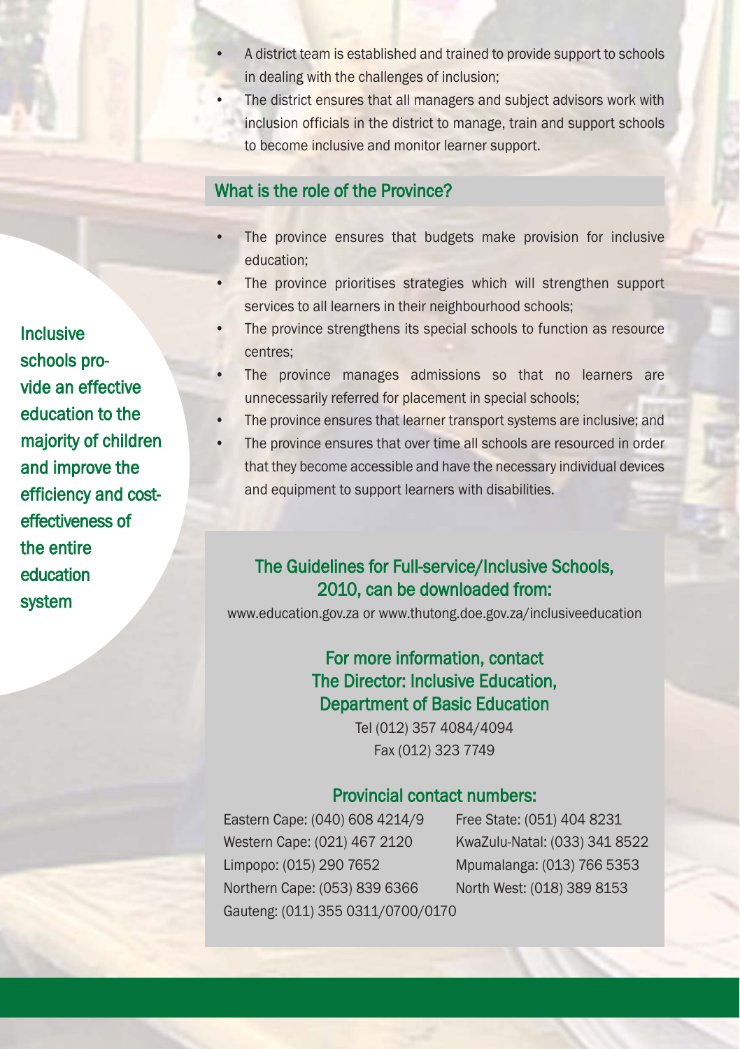- A district team is established and trained to provide support to schools in dealing with the challenges of inclusion;
- The district ensures that all managers and subject advisors work with inclusion officials in the district to manage, train and support schools to become inclusive and monitor learner support.

## What is the role of the Province?

- The province ensures that budgets make provision for inclusive education;
- The province prioritises strategies which will strengthen support services to all learners in their neighbourhood schools;
- The province strengthens its special schools to function as resource centres;
- The province manages admissions so that no learners are unnecessarily referred for placement in special schools;
- The province ensures that learner transport systems are inclusive; and
- The province ensures that over time all schools are resourced in order that they become accessible and have the necessary individual devices and equipment to support learners with disabilities.

Inclusive schools provide an effective education to the majority of children and improve the efficiency and cost-effectiveness of the entire education system

### The Guidelines for Full-service/Inclusive Schools, 2010, can be downloaded from:

www.education.gov.za or www.thutong.doe.gov.za/inclusiveeducation

### For more information, contact The Director: Inclusive Education, Department of Basic Education

Tel (012) 357 4084/4094
Fax (012) 323 7749

### Provincial contact numbers:

Eastern Cape: (040) 608 4214/9
Free State: (051) 404 8231
Western Cape: (021) 467 2120
KwaZulu-Natal: (033) 341 8522
Limpopo: (015) 290 7652
Mpumalanga: (013) 766 5353
Northern Cape: (053) 839 6366
North West: (018) 389 8153
Gauteng: (011) 355 0311/0700/0170